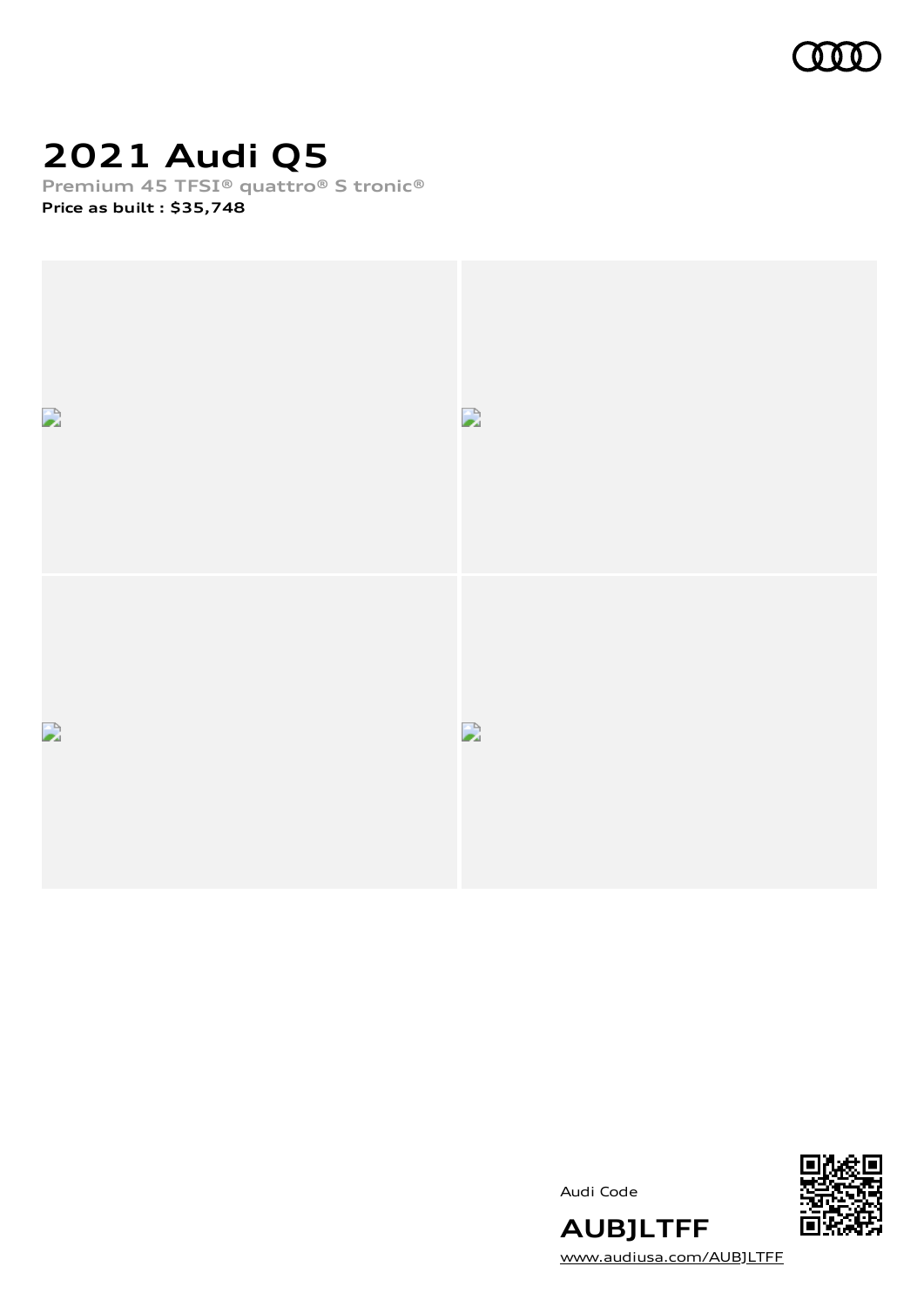# 2021 Audi Q5

Premium 45 TFSI® quattro® S tronic®

**Price as built : $35,748**

Audi Code

**AUBJLTFF**

www.audiusa.com/AUBJLTFF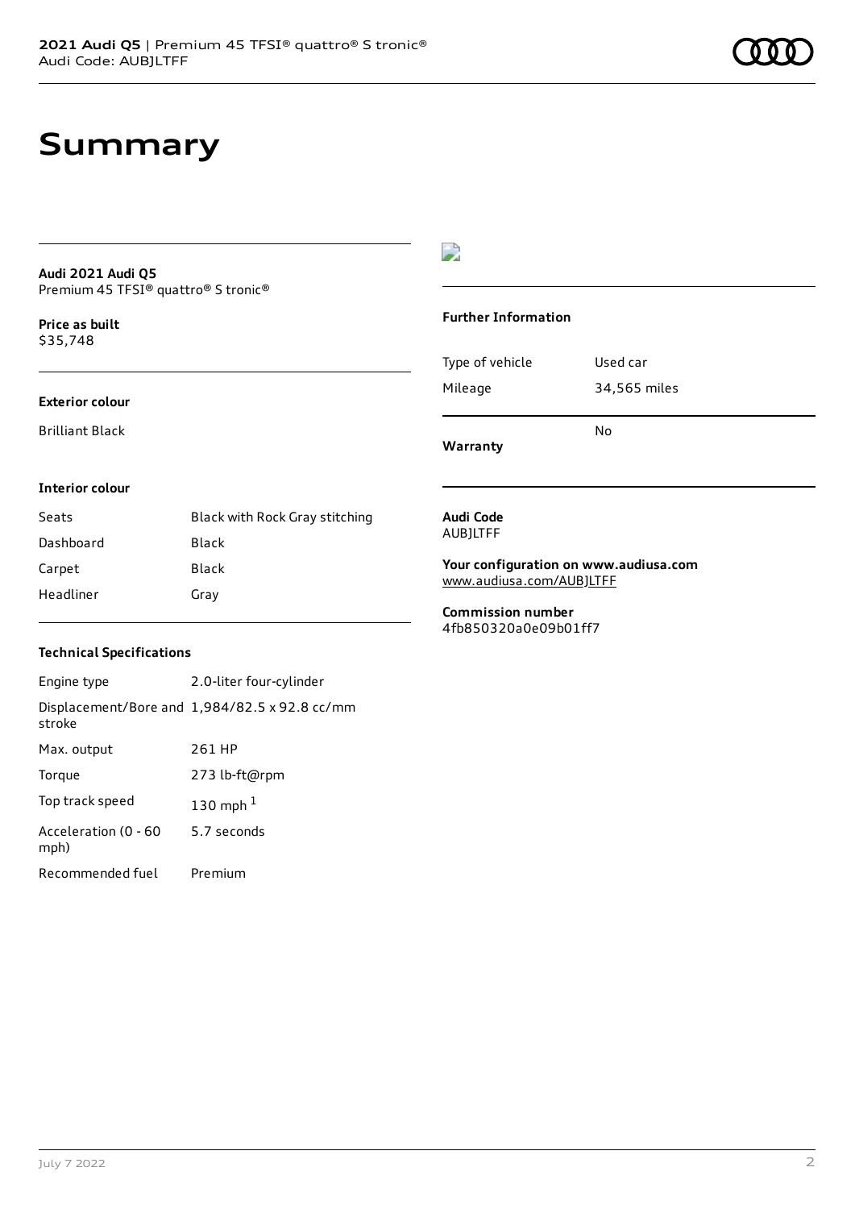# Summary

**Audi 2021 Audi Q5**
Premium 45 TFSI® quattro® S tronic®

**Price as built**
$35,748

### Exterior colour

Brilliant Black

### Interior colour

| Seats | Black with Rock Gray stitching |
| --- | --- |
| Dashboard | Black |
| Carpet | Black |
| Headliner | Gray |

### Technical Specifications

| Engine type | 2.0-liter four-cylinder |
| --- | --- |
| Displacement/Bore and stroke | 1,984/82.5 x 92.8 cc/mm |
| Max. output | 261 HP |
| Torque | 273 lb-ft@rpm |
| Top track speed | 130 mph [1] |
| Acceleration (0 - 60 mph) | 5.7 seconds |
| Recommended fuel | Premium |

### Further Information

| Type of vehicle | Used car |
| --- | --- |
| Mileage | 34,565 miles |
| Warranty | No |

**Audi Code**
AUBJLTFF

**Your configuration on www.audiusa.com**
www.audiusa.com/AUBJLTFF

**Commission number**
4fb850320a0e09b01ff7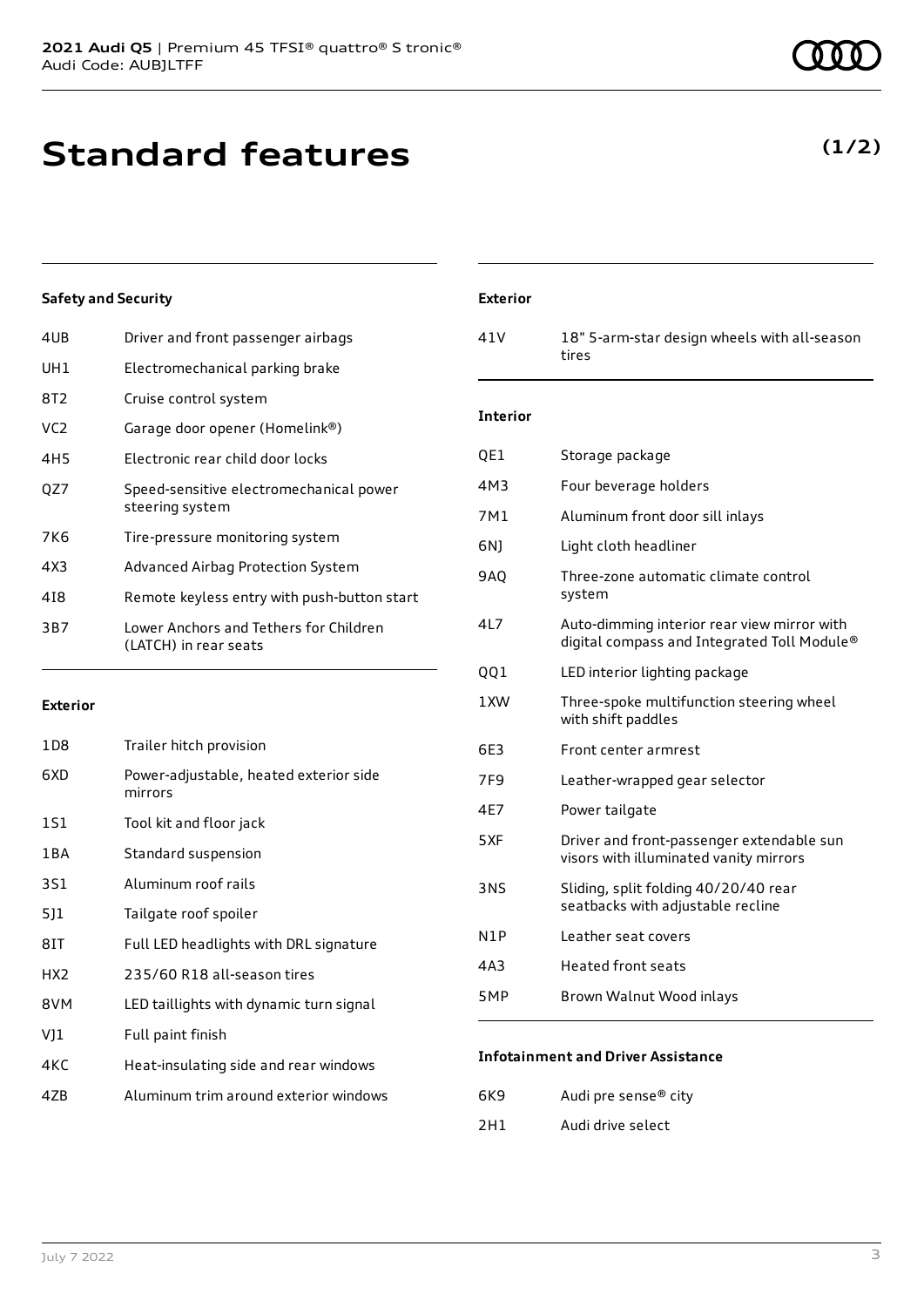# Standard features

**(1/2)**

### Safety and Security

| | |
|---|---|
| 4UB | Driver and front passenger airbags |
| UH1 | Electromechanical parking brake |
| 8T2 | Cruise control system |
| VC2 | Garage door opener (Homelink®) |
| 4H5 | Electronic rear child door locks |
| QZ7 | Speed-sensitive electromechanical power steering system |
| 7K6 | Tire-pressure monitoring system |
| 4X3 | Advanced Airbag Protection System |
| 4I8 | Remote keyless entry with push-button start |
| 3B7 | Lower Anchors and Tethers for Children (LATCH) in rear seats |

### Exterior

| | |
|---|---|
| 1D8 | Trailer hitch provision |
| 6XD | Power-adjustable, heated exterior side mirrors |
| 1S1 | Tool kit and floor jack |
| 1BA | Standard suspension |
| 3S1 | Aluminum roof rails |
| 5J1 | Tailgate roof spoiler |
| 8IT | Full LED headlights with DRL signature |
| HX2 | 235/60 R18 all-season tires |
| 8VM | LED taillights with dynamic turn signal |
| VJ1 | Full paint finish |
| 4KC | Heat-insulating side and rear windows |
| 4ZB | Aluminum trim around exterior windows |

### Exterior

| | |
|---|---|
| 41V | 18" 5-arm-star design wheels with all-season tires |

### Interior

| | |
|---|---|
| QE1 | Storage package |
| 4M3 | Four beverage holders |
| 7M1 | Aluminum front door sill inlays |
| 6NJ | Light cloth headliner |
| 9AQ | Three-zone automatic climate control system |
| 4L7 | Auto-dimming interior rear view mirror with digital compass and Integrated Toll Module® |
| QQ1 | LED interior lighting package |
| 1XW | Three-spoke multifunction steering wheel with shift paddles |
| 6E3 | Front center armrest |
| 7F9 | Leather-wrapped gear selector |
| 4E7 | Power tailgate |
| 5XF | Driver and front-passenger extendable sun visors with illuminated vanity mirrors |
| 3NS | Sliding, split folding 40/20/40 rear seatbacks with adjustable recline |
| N1P | Leather seat covers |
| 4A3 | Heated front seats |
| 5MP | Brown Walnut Wood inlays |

### Infotainment and Driver Assistance

| | |
|---|---|
| 6K9 | Audi pre sense® city |
| 2H1 | Audi drive select |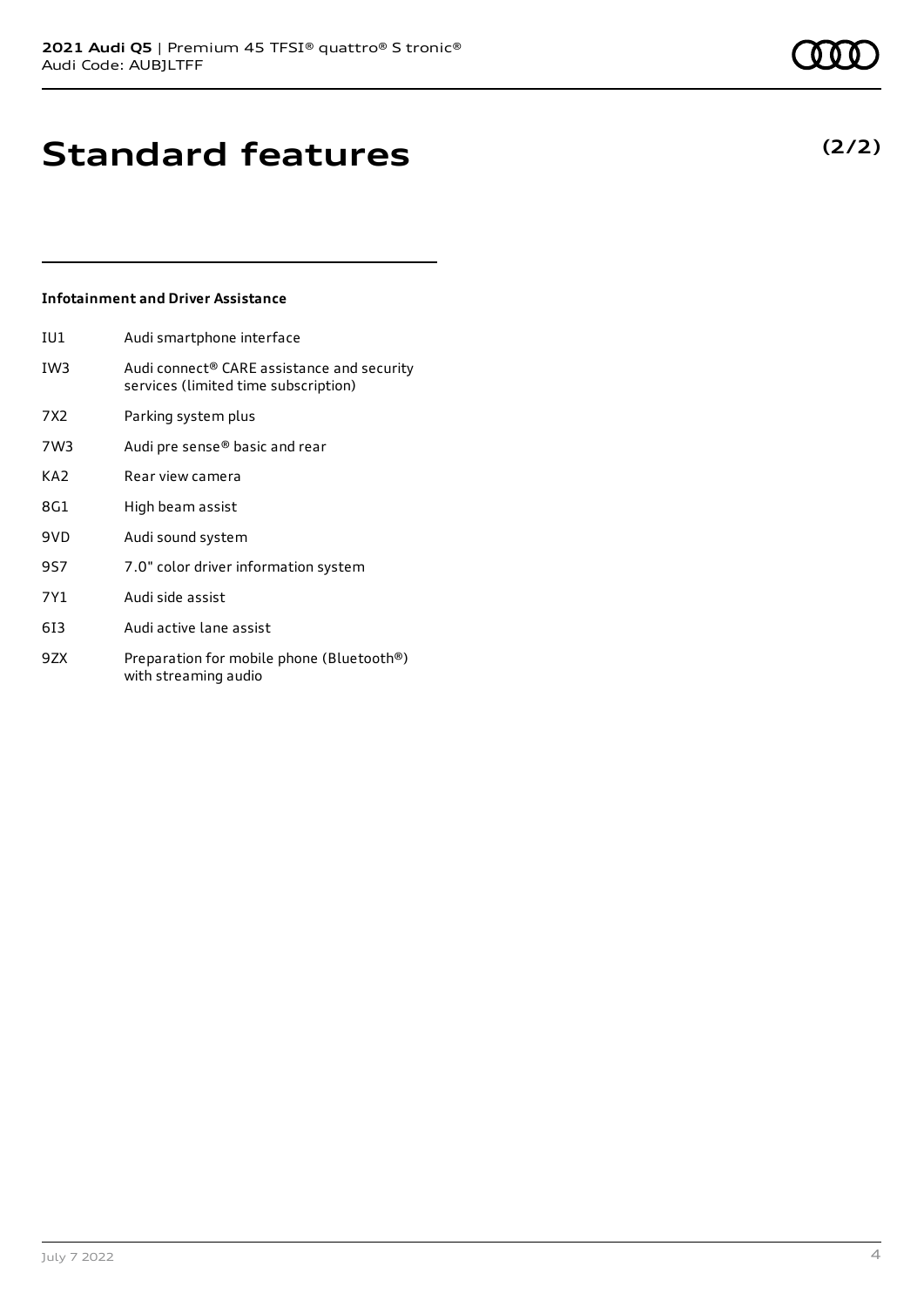# Standard features

**(2/2)**

### Infotainment and Driver Assistance

| | |
|---|---|
| IU1 | Audi smartphone interface |
| IW3 | Audi connect® CARE assistance and security services (limited time subscription) |
| 7X2 | Parking system plus |
| 7W3 | Audi pre sense® basic and rear |
| KA2 | Rear view camera |
| 8G1 | High beam assist |
| 9VD | Audi sound system |
| 9S7 | 7.0" color driver information system |
| 7Y1 | Audi side assist |
| 6I3 | Audi active lane assist |
| 9ZX | Preparation for mobile phone (Bluetooth®) with streaming audio |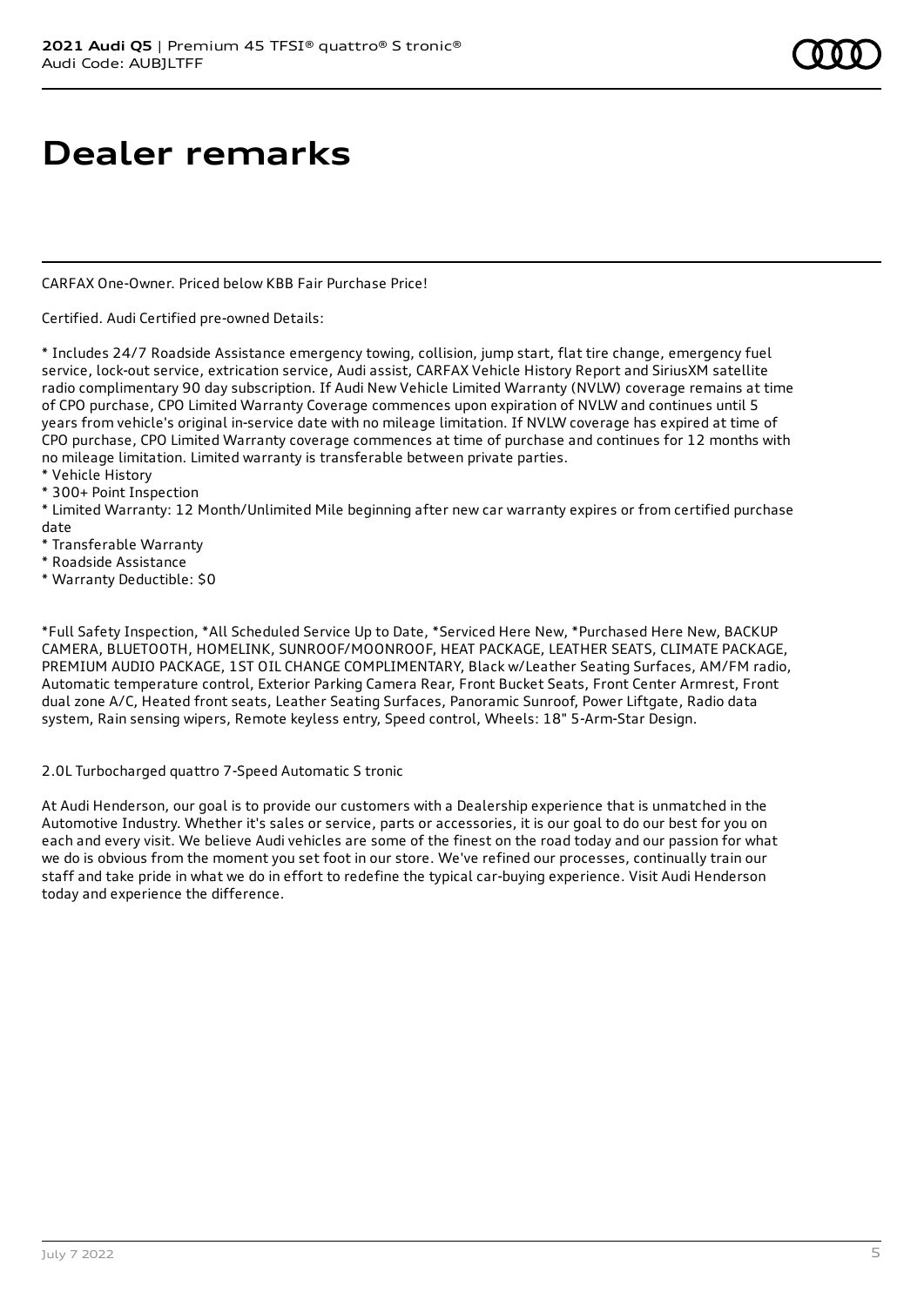# Dealer remarks

CARFAX One-Owner. Priced below KBB Fair Purchase Price!

Certified. Audi Certified pre-owned Details:

* Includes 24/7 Roadside Assistance emergency towing, collision, jump start, flat tire change, emergency fuel service, lock-out service, extrication service, Audi assist, CARFAX Vehicle History Report and SiriusXM satellite radio complimentary 90 day subscription. If Audi New Vehicle Limited Warranty (NVLW) coverage remains at time of CPO purchase, CPO Limited Warranty Coverage commences upon expiration of NVLW and continues until 5 years from vehicle's original in-service date with no mileage limitation. If NVLW coverage has expired at time of CPO purchase, CPO Limited Warranty coverage commences at time of purchase and continues for 12 months with no mileage limitation. Limited warranty is transferable between private parties.
* Vehicle History
* 300+ Point Inspection
* Limited Warranty: 12 Month/Unlimited Mile beginning after new car warranty expires or from certified purchase date
* Transferable Warranty
* Roadside Assistance
* Warranty Deductible: $0

*Full Safety Inspection, *All Scheduled Service Up to Date, *Serviced Here New, *Purchased Here New, BACKUP CAMERA, BLUETOOTH, HOMELINK, SUNROOF/MOONROOF, HEAT PACKAGE, LEATHER SEATS, CLIMATE PACKAGE, PREMIUM AUDIO PACKAGE, 1ST OIL CHANGE COMPLIMENTARY, Black w/Leather Seating Surfaces, AM/FM radio, Automatic temperature control, Exterior Parking Camera Rear, Front Bucket Seats, Front Center Armrest, Front dual zone A/C, Heated front seats, Leather Seating Surfaces, Panoramic Sunroof, Power Liftgate, Radio data system, Rain sensing wipers, Remote keyless entry, Speed control, Wheels: 18" 5-Arm-Star Design.

2.0L Turbocharged quattro 7-Speed Automatic S tronic

At Audi Henderson, our goal is to provide our customers with a Dealership experience that is unmatched in the Automotive Industry. Whether it's sales or service, parts or accessories, it is our goal to do our best for you on each and every visit. We believe Audi vehicles are some of the finest on the road today and our passion for what we do is obvious from the moment you set foot in our store. We've refined our processes, continually train our staff and take pride in what we do in effort to redefine the typical car-buying experience. Visit Audi Henderson today and experience the difference.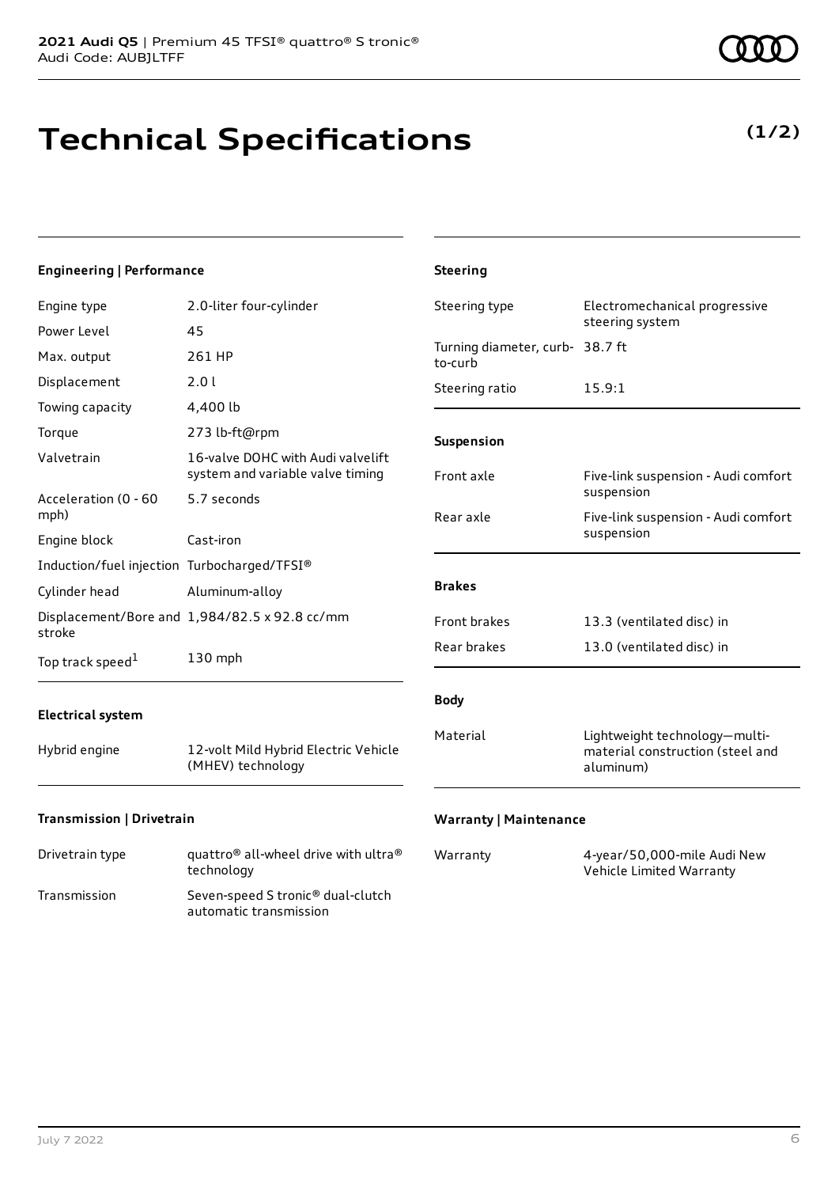# Technical Specifications

**(1/2)**

### Engineering | Performance

| | |
|---|---|
| Engine type | 2.0-liter four-cylinder |
| Power Level | 45 |
| Max. output | 261 HP |
| Displacement | 2.0 l |
| Towing capacity | 4,400 lb |
| Torque | 273 lb-ft@rpm |
| Valvetrain | 16-valve DOHC with Audi valvelift system and variable valve timing |
| Acceleration (0 - 60 mph) | 5.7 seconds |
| Engine block | Cast-iron |
| Induction/fuel injection | Turbocharged/TFSI® |
| Cylinder head | Aluminum-alloy |
| Displacement/Bore and stroke | 1,984/82.5 x 92.8 cc/mm |
| Top track speed[1] | 130 mph |

### Electrical system

| | |
|---|---|
| Hybrid engine | 12-volt Mild Hybrid Electric Vehicle (MHEV) technology |

### Transmission | Drivetrain

| | |
|---|---|
| Drivetrain type | quattro® all-wheel drive with ultra® technology |
| Transmission | Seven-speed S tronic® dual-clutch automatic transmission |

### Steering

| | |
|---|---|
| Steering type | Electromechanical progressive steering system |
| Turning diameter, curb-to-curb | 38.7 ft |
| Steering ratio | 15.9:1 |

### Suspension

| | |
|---|---|
| Front axle | Five-link suspension - Audi comfort suspension |
| Rear axle | Five-link suspension - Audi comfort suspension |

### Brakes

| | |
|---|---|
| Front brakes | 13.3 (ventilated disc) in |
| Rear brakes | 13.0 (ventilated disc) in |

### Body

| | |
|---|---|
| Material | Lightweight technology—multi-material construction (steel and aluminum) |

### Warranty | Maintenance

| | |
|---|---|
| Warranty | 4-year/50,000-mile Audi New Vehicle Limited Warranty |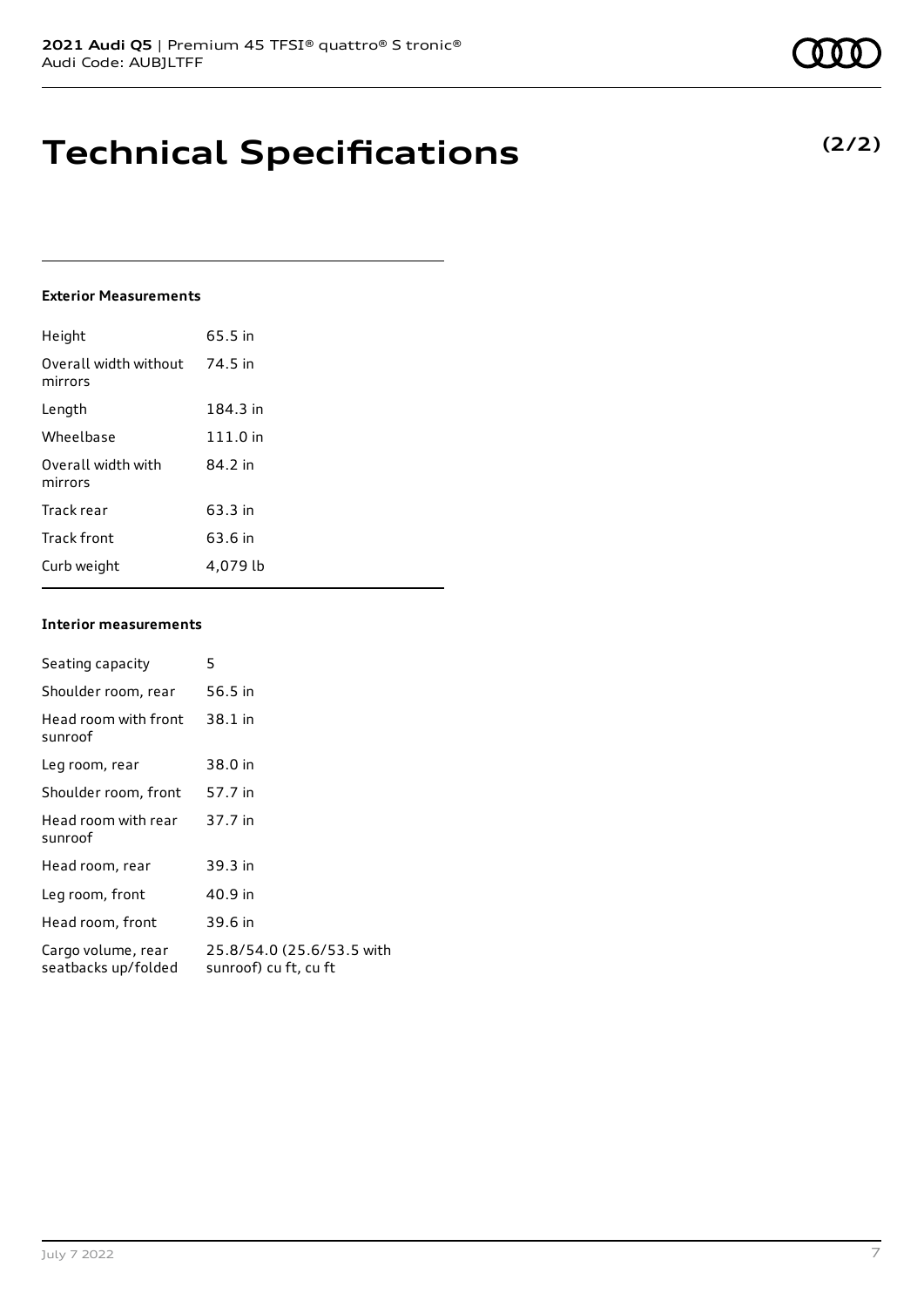# Technical Specifications

**(2/2)**

### Exterior Measurements

| | |
|---|---|
| Height | 65.5 in |
| Overall width without mirrors | 74.5 in |
| Length | 184.3 in |
| Wheelbase | 111.0 in |
| Overall width with mirrors | 84.2 in |
| Track rear | 63.3 in |
| Track front | 63.6 in |
| Curb weight | 4,079 lb |

### Interior measurements

| | |
|---|---|
| Seating capacity | 5 |
| Shoulder room, rear | 56.5 in |
| Head room with front sunroof | 38.1 in |
| Leg room, rear | 38.0 in |
| Shoulder room, front | 57.7 in |
| Head room with rear sunroof | 37.7 in |
| Head room, rear | 39.3 in |
| Leg room, front | 40.9 in |
| Head room, front | 39.6 in |
| Cargo volume, rear seatbacks up/folded | 25.8/54.0 (25.6/53.5 with sunroof) cu ft, cu ft |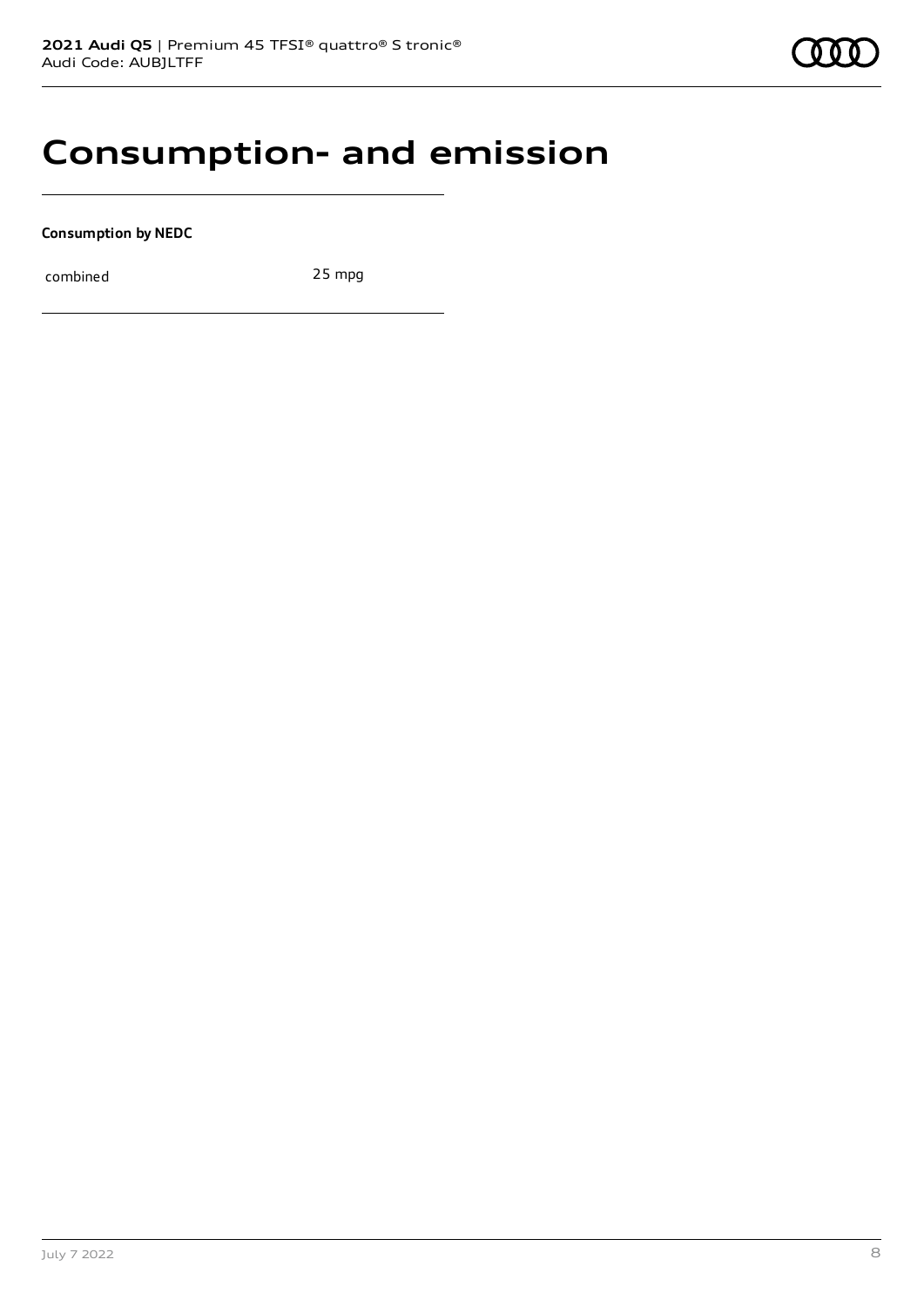# Consumption- and emission

**Consumption by NEDC**

| combined | 25 mpg |
|---|---|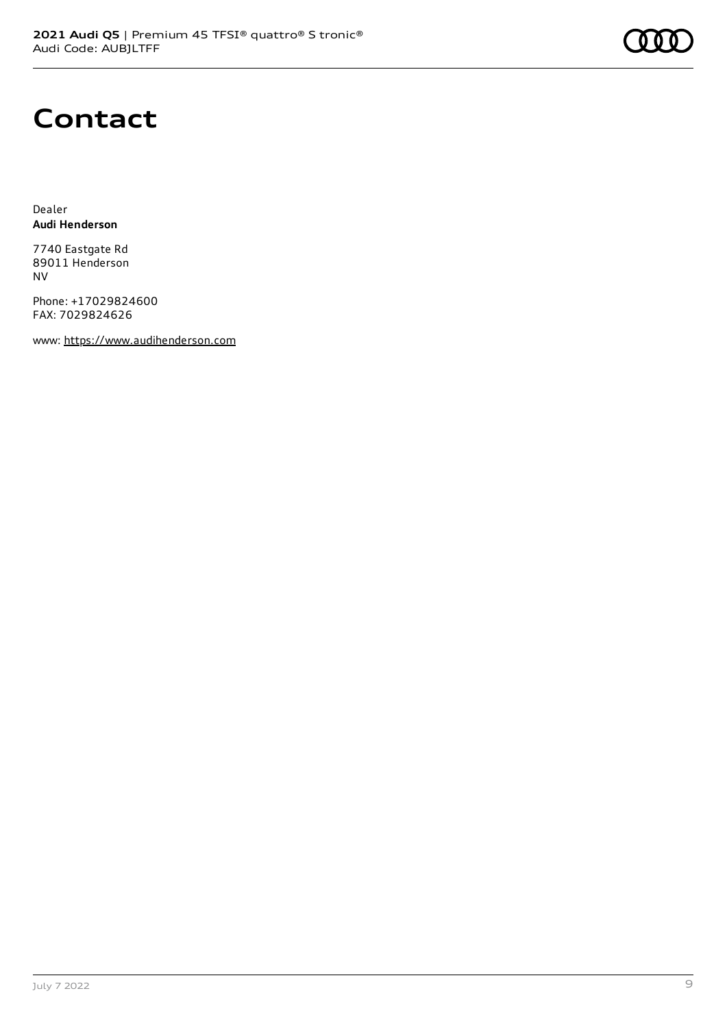# Contact

Dealer
**Audi Henderson**

7740 Eastgate Rd
89011 Henderson
NV

Phone: +17029824600
FAX: 7029824626

www: https://www.audihenderson.com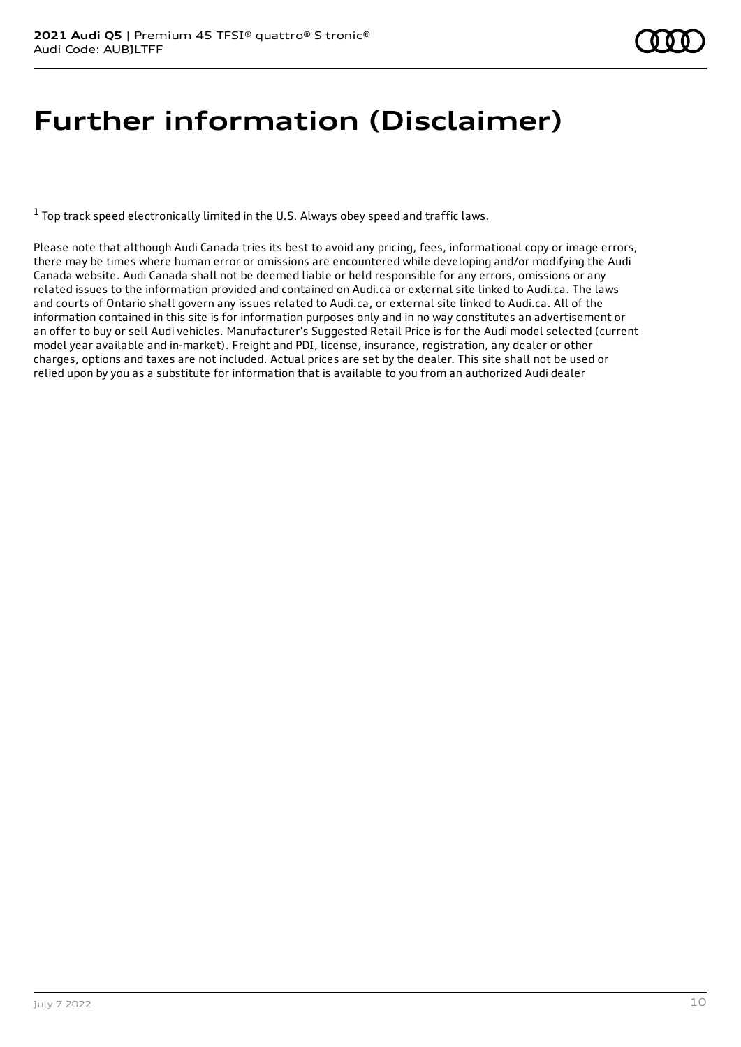# Further information (Disclaimer)

[1] Top track speed electronically limited in the U.S. Always obey speed and traffic laws.

Please note that although Audi Canada tries its best to avoid any pricing, fees, informational copy or image errors, there may be times where human error or omissions are encountered while developing and/or modifying the Audi Canada website. Audi Canada shall not be deemed liable or held responsible for any errors, omissions or any related issues to the information provided and contained on Audi.ca or external site linked to Audi.ca. The laws and courts of Ontario shall govern any issues related to Audi.ca, or external site linked to Audi.ca. All of the information contained in this site is for information purposes only and in no way constitutes an advertisement or an offer to buy or sell Audi vehicles. Manufacturer's Suggested Retail Price is for the Audi model selected (current model year available and in-market). Freight and PDI, license, insurance, registration, any dealer or other charges, options and taxes are not included. Actual prices are set by the dealer. This site shall not be used or relied upon by you as a substitute for information that is available to you from an authorized Audi dealer